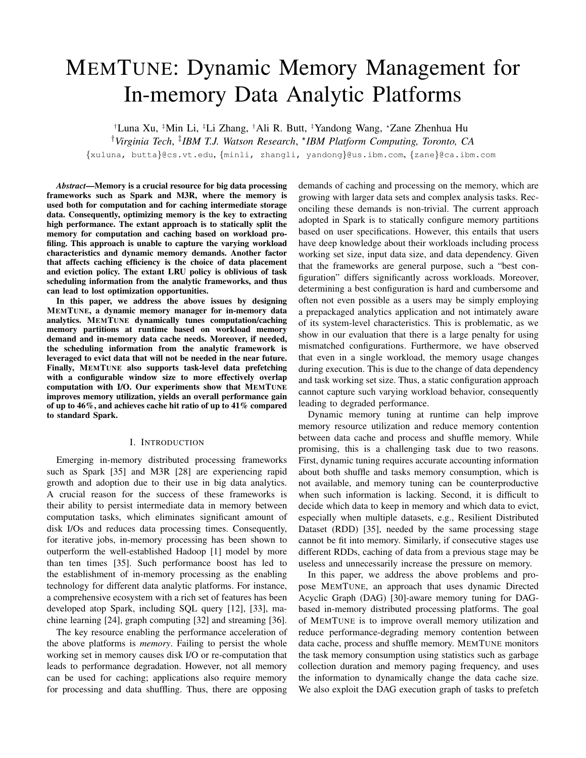# MEMTUNE: Dynamic Memory Management for In-memory Data Analytic Platforms

†Luna Xu, ‡Min Li, ‡Li Zhang, †Ali R. Butt, ‡Yandong Wang, ⋆Zane Zhenhua Hu

†*Virginia Tech*, ‡*IBM T.J. Watson Research*, ⋆*IBM Platform Computing, Toronto, CA*

{xuluna, butta}@cs.vt.edu, {minli, zhangli, yandong}@us.ibm.com, {zane}@ca.ibm.com

***Abstract*—Memory is a crucial resource for big data processing frameworks such as Spark and M3R, where the memory is used both for computation and for caching intermediate storage data. Consequently, optimizing memory is the key to extracting high performance. The extant approach is to statically split the memory for computation and caching based on workload profiling. This approach is unable to capture the varying workload characteristics and dynamic memory demands. Another factor that affects caching efficiency is the choice of data placement and eviction policy. The extant LRU policy is oblivious of task scheduling information from the analytic frameworks, and thus can lead to lost optimization opportunities.**

**In this paper, we address the above issues by designing MEMTUNE, a dynamic memory manager for in-memory data analytics. MEMTUNE dynamically tunes computation/caching memory partitions at runtime based on workload memory demand and in-memory data cache needs. Moreover, if needed, the scheduling information from the analytic framework is leveraged to evict data that will not be needed in the near future. Finally, MEMTUNE also supports task-level data prefetching with a configurable window size to more effectively overlap computation with I/O. Our experiments show that MEMTUNE improves memory utilization, yields an overall performance gain of up to 46%, and achieves cache hit ratio of up to 41% compared to standard Spark.**

## I. INTRODUCTION

Emerging in-memory distributed processing frameworks such as Spark [35] and M3R [28] are experiencing rapid growth and adoption due to their use in big data analytics. A crucial reason for the success of these frameworks is their ability to persist intermediate data in memory between computation tasks, which eliminates significant amount of disk I/Os and reduces data processing times. Consequently, for iterative jobs, in-memory processing has been shown to outperform the well-established Hadoop [1] model by more than ten times [35]. Such performance boost has led to the establishment of in-memory processing as the enabling technology for different data analytic platforms. For instance, a comprehensive ecosystem with a rich set of features has been developed atop Spark, including SQL query [12], [33], machine learning [24], graph computing [32] and streaming [36].

The key resource enabling the performance acceleration of the above platforms is *memory*. Failing to persist the whole working set in memory causes disk I/O or re-computation that leads to performance degradation. However, not all memory can be used for caching; applications also require memory for processing and data shuffling. Thus, there are opposing demands of caching and processing on the memory, which are growing with larger data sets and complex analysis tasks. Reconciling these demands is non-trivial. The current approach adopted in Spark is to statically configure memory partitions based on user specifications. However, this entails that users have deep knowledge about their workloads including process working set size, input data size, and data dependency. Given that the frameworks are general purpose, such a "best configuration" differs significantly across workloads. Moreover, determining a best configuration is hard and cumbersome and often not even possible as a users may be simply employing a prepackaged analytics application and not intimately aware of its system-level characteristics. This is problematic, as we show in our evaluation that there is a large penalty for using mismatched configurations. Furthermore, we have observed that even in a single workload, the memory usage changes during execution. This is due to the change of data dependency and task working set size. Thus, a static configuration approach cannot capture such varying workload behavior, consequently leading to degraded performance.

Dynamic memory tuning at runtime can help improve memory resource utilization and reduce memory contention between data cache and process and shuffle memory. While promising, this is a challenging task due to two reasons. First, dynamic tuning requires accurate accounting information about both shuffle and tasks memory consumption, which is not available, and memory tuning can be counterproductive when such information is lacking. Second, it is difficult to decide which data to keep in memory and which data to evict, especially when multiple datasets, e.g., Resilient Distributed Dataset (RDD) [35], needed by the same processing stage cannot be fit into memory. Similarly, if consecutive stages use different RDDs, caching of data from a previous stage may be useless and unnecessarily increase the pressure on memory.

In this paper, we address the above problems and propose MEMTUNE, an approach that uses dynamic Directed Acyclic Graph (DAG) [30]-aware memory tuning for DAG-based in-memory distributed processing platforms. The goal of MEMTUNE is to improve overall memory utilization and reduce performance-degrading memory contention between data cache, process and shuffle memory. MEMTUNE monitors the task memory consumption using statistics such as garbage collection duration and memory paging frequency, and uses the information to dynamically change the data cache size. We also exploit the DAG execution graph of tasks to prefetch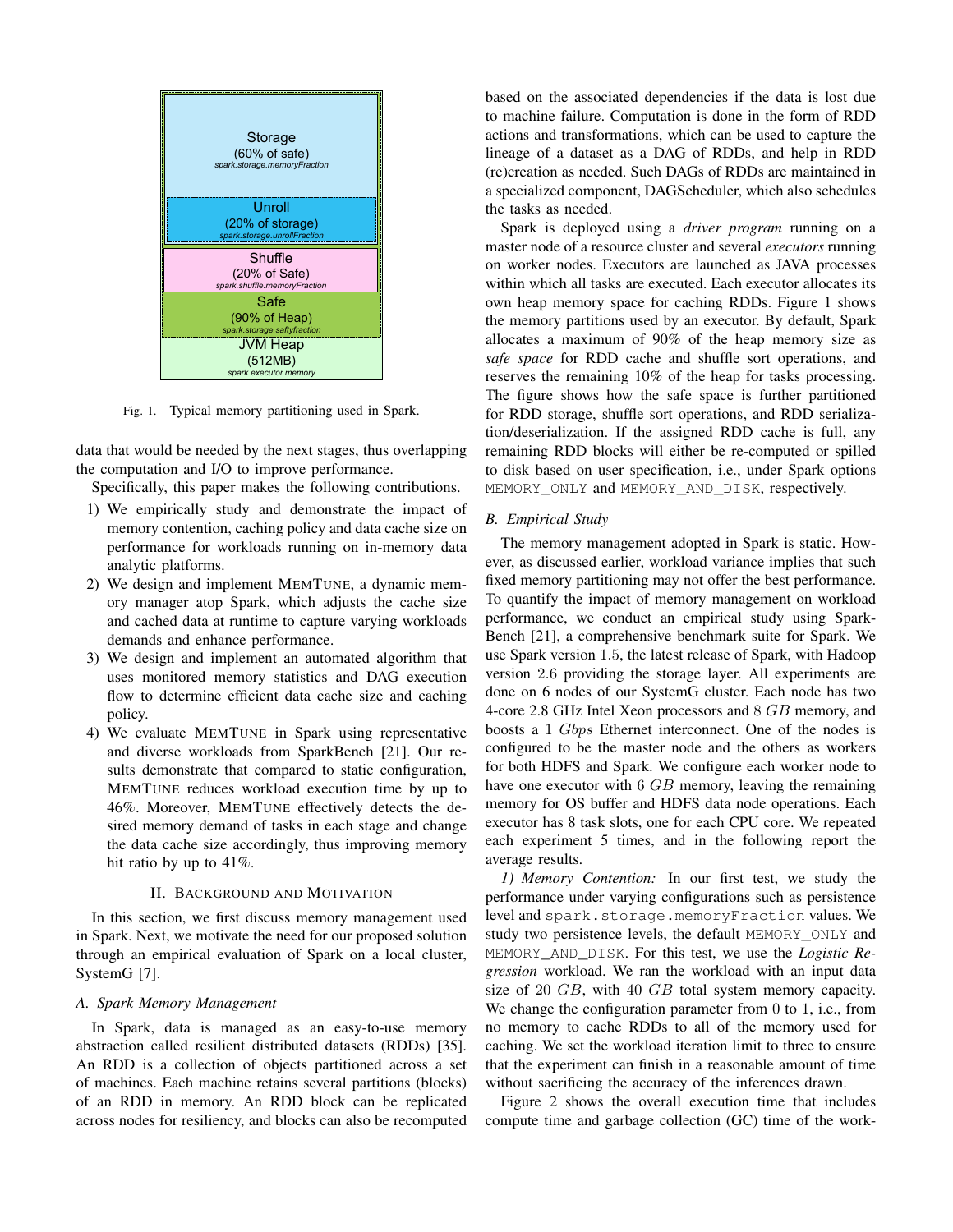Storage
(60% of safe)
*spark.storage.memoryFraction*

Unroll
(20% of storage)
*spark.storage.unrollFraction*

Shuffle
(20% of Safe)
*spark.shuffle.memoryFraction*

Safe
(90% of Heap)
*spark.storage.saftyfraction*

JVM Heap
(512MB)
*spark.executor.memory*

Fig. 1. Typical memory partitioning used in Spark.

data that would be needed by the next stages, thus overlapping the computation and I/O to improve performance.

Specifically, this paper makes the following contributions.

1) We empirically study and demonstrate the impact of memory contention, caching policy and data cache size on performance for workloads running on in-memory data analytic platforms.
2) We design and implement MemTune, a dynamic memory manager atop Spark, which adjusts the cache size and cached data at runtime to capture varying workloads demands and enhance performance.
3) We design and implement an automated algorithm that uses monitored memory statistics and DAG execution flow to determine efficient data cache size and caching policy.
4) We evaluate MemTune in Spark using representative and diverse workloads from SparkBench [21]. Our results demonstrate that compared to static configuration, MemTune reduces workload execution time by up to 46%. Moreover, MemTune effectively detects the desired memory demand of tasks in each stage and change the data cache size accordingly, thus improving memory hit ratio by up to 41%.

## II. Background and Motivation

In this section, we first discuss memory management used in Spark. Next, we motivate the need for our proposed solution through an empirical evaluation of Spark on a local cluster, SystemG [7].

### A. Spark Memory Management

In Spark, data is managed as an easy-to-use memory abstraction called resilient distributed datasets (RDDs) [35]. An RDD is a collection of objects partitioned across a set of machines. Each machine retains several partitions (blocks) of an RDD in memory. An RDD block can be replicated across nodes for resiliency, and blocks can also be recomputed based on the associated dependencies if the data is lost due to machine failure. Computation is done in the form of RDD actions and transformations, which can be used to capture the lineage of a dataset as a DAG of RDDs, and help in RDD (re)creation as needed. Such DAGs of RDDs are maintained in a specialized component, DAGScheduler, which also schedules the tasks as needed.

Spark is deployed using a *driver program* running on a master node of a resource cluster and several *executors* running on worker nodes. Executors are launched as JAVA processes within which all tasks are executed. Each executor allocates its own heap memory space for caching RDDs. Figure 1 shows the memory partitions used by an executor. By default, Spark allocates a maximum of 90% of the heap memory size as *safe space* for RDD cache and shuffle sort operations, and reserves the remaining 10% of the heap for tasks processing. The figure shows how the safe space is further partitioned for RDD storage, shuffle sort operations, and RDD serialization/deserialization. If the assigned RDD cache is full, any remaining RDD blocks will either be re-computed or spilled to disk based on user specification, i.e., under Spark options `MEMORY_ONLY` and `MEMORY_AND_DISK`, respectively.

### B. Empirical Study

The memory management adopted in Spark is static. However, as discussed earlier, workload variance implies that such fixed memory partitioning may not offer the best performance. To quantify the impact of memory management on workload performance, we conduct an empirical study using SparkBench [21], a comprehensive benchmark suite for Spark. We use Spark version 1.5, the latest release of Spark, with Hadoop version 2.6 providing the storage layer. All experiments are done on 6 nodes of our SystemG cluster. Each node has two 4-core 2.8 GHz Intel Xeon processors and 8 $GB$ memory, and boosts a 1 $Gbps$ Ethernet interconnect. One of the nodes is configured to be the master node and the others as workers for both HDFS and Spark. We configure each worker node to have one executor with 6 $GB$ memory, leaving the remaining memory for OS buffer and HDFS data node operations. Each executor has 8 task slots, one for each CPU core. We repeated each experiment 5 times, and in the following report the average results.

*1) Memory Contention:* In our first test, we study the performance under varying configurations such as persistence level and `spark.storage.memoryFraction` values. We study two persistence levels, the default `MEMORY_ONLY` and `MEMORY_AND_DISK`. For this test, we use the *Logistic Regression* workload. We ran the workload with an input data size of 20 $GB$, with 40 $GB$ total system memory capacity. We change the configuration parameter from 0 to 1, i.e., from no memory to cache RDDs to all of the memory used for caching. We set the workload iteration limit to three to ensure that the experiment can finish in a reasonable amount of time without sacrificing the accuracy of the inferences drawn.

Figure 2 shows the overall execution time that includes compute time and garbage collection (GC) time of the work-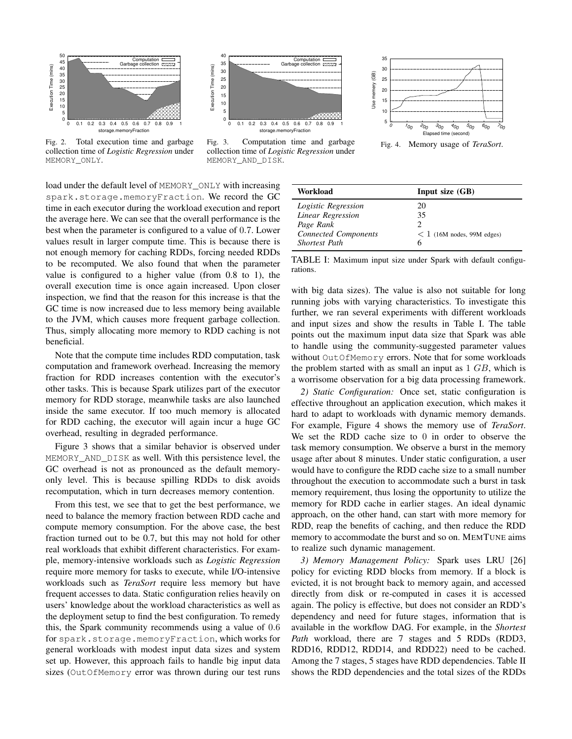Fig. 2. Total execution time and garbage collection time of *Logistic Regression* under MEMORY_ONLY.

Fig. 3. Computation time and garbage collection time of *Logistic Regression* under MEMORY_AND_DISK.

Fig. 4. Memory usage of *TeraSort*.

load under the default level of MEMORY_ONLY with increasing spark.storage.memoryFraction. We record the GC time in each executor during the workload execution and report the average here. We can see that the overall performance is the best when the parameter is configured to a value of 0.7. Lower values result in larger compute time. This is because there is not enough memory for caching RDDs, forcing needed RDDs to be recomputed. We also found that when the parameter value is configured to a higher value (from 0.8 to 1), the overall execution time is once again increased. Upon closer inspection, we find that the reason for this increase is that the GC time is now increased due to less memory being available to the JVM, which causes more frequent garbage collection. Thus, simply allocating more memory to RDD caching is not beneficial.

Note that the compute time includes RDD computation, task computation and framework overhead. Increasing the memory fraction for RDD increases contention with the executor's other tasks. This is because Spark utilizes part of the executor memory for RDD storage, meanwhile tasks are also launched inside the same executor. If too much memory is allocated for RDD caching, the executor will again incur a huge GC overhead, resulting in degraded performance.

Figure 3 shows that a similar behavior is observed under MEMORY_AND_DISK as well. With this persistence level, the GC overhead is not as pronounced as the default memory-only level. This is because spilling RDDs to disk avoids recomputation, which in turn decreases memory contention.

From this test, we see that to get the best performance, we need to balance the memory fraction between RDD cache and compute memory consumption. For the above case, the best fraction turned out to be 0.7, but this may not hold for other real workloads that exhibit different characteristics. For example, memory-intensive workloads such as *Logistic Regression* require more memory for tasks to execute, while I/O-intensive workloads such as *TeraSort* require less memory but have frequent accesses to data. Static configuration relies heavily on users' knowledge about the workload characteristics as well as the deployment setup to find the best configuration. To remedy this, the Spark community recommends using a value of 0.6 for spark.storage.memoryFraction, which works for general workloads with modest input data sizes and system set up. However, this approach fails to handle big input data sizes (OutOfMemory error was thrown during our test runs with big data sizes). The value is also not suitable for long running jobs with varying characteristics. To investigate this further, we ran several experiments with different workloads and input sizes and show the results in Table I. The table points out the maximum input data size that Spark was able to handle using the community-suggested parameter values without OutOfMemory errors. Note that for some workloads the problem started with as small an input as 1 $GB$, which is a worrisome observation for a big data processing framework.

| Workload | Input size (GB) |
|---|---|
| *Logistic Regression* | 20 |
| *Linear Regression* | 35 |
| *Page Rank* | 2 |
| *Connected Components* | $< 1$ (16M nodes, 99M edges) |
| *Shortest Path* | 6 |

TABLE I: Maximum input size under Spark with default configurations.

*2) Static Configuration:* Once set, static configuration is effective throughout an application execution, which makes it hard to adapt to workloads with dynamic memory demands. For example, Figure 4 shows the memory use of *TeraSort*. We set the RDD cache size to 0 in order to observe the task memory consumption. We observe a burst in the memory usage after about 8 minutes. Under static configuration, a user would have to configure the RDD cache size to a small number throughout the execution to accommodate such a burst in task memory requirement, thus losing the opportunity to utilize the memory for RDD cache in earlier stages. An ideal dynamic approach, on the other hand, can start with more memory for RDD, reap the benefits of caching, and then reduce the RDD memory to accommodate the burst and so on. MemTune aims to realize such dynamic management.

*3) Memory Management Policy:* Spark uses LRU [26] policy for evicting RDD blocks from memory. If a block is evicted, it is not brought back to memory again, and accessed directly from disk or re-computed in cases it is accessed again. The policy is effective, but does not consider an RDD's dependency and need for future stages, information that is available in the workflow DAG. For example, in the *Shortest Path* workload, there are 7 stages and 5 RDDs (RDD3, RDD16, RDD12, RDD14, and RDD22) need to be cached. Among the 7 stages, 5 stages have RDD dependencies. Table II shows the RDD dependencies and the total sizes of the RDDs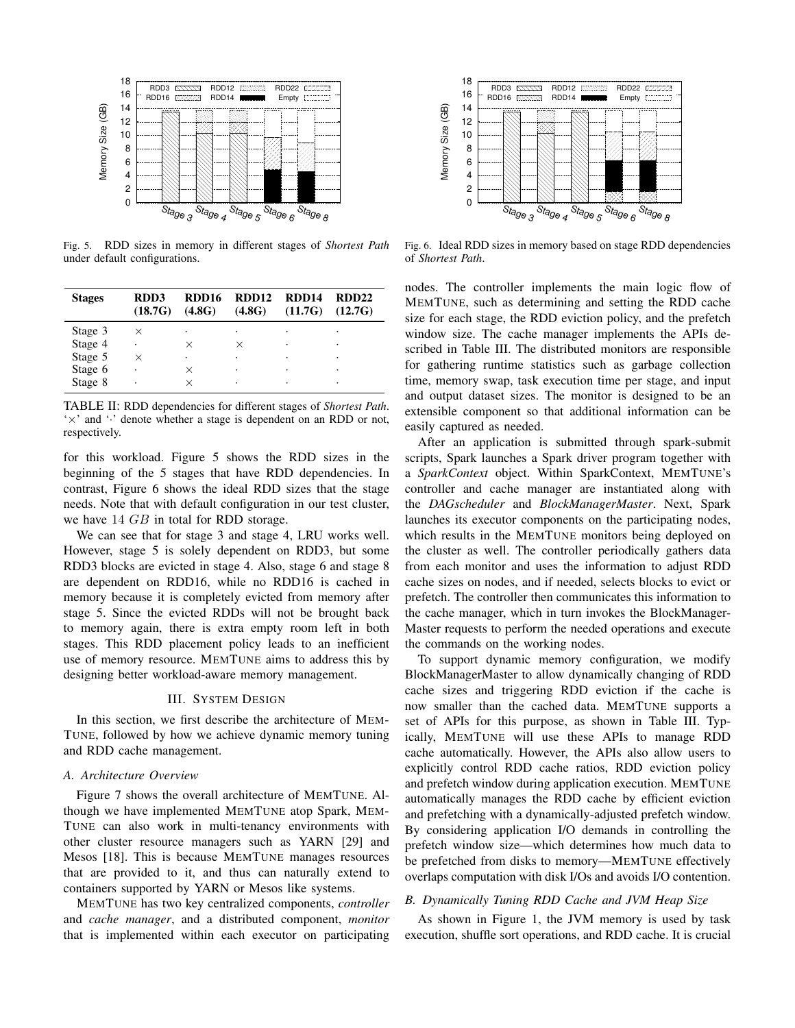Fig. 5. RDD sizes in memory in different stages of *Shortest Path* under default configurations.

Fig. 6. Ideal RDD sizes in memory based on stage RDD dependencies of *Shortest Path*.

| Stages | RDD3 (18.7G) | RDD16 (4.8G) | RDD12 (4.8G) | RDD14 (11.7G) | RDD22 (12.7G) |
|---|---|---|---|---|---|
| Stage 3 | × | · | · | · | · |
| Stage 4 | · | × | × | · | · |
| Stage 5 | × | · | · | · | · |
| Stage 6 | · | × | · | · | · |
| Stage 8 | · | × | · | · | · |

TABLE II: RDD dependencies for different stages of *Shortest Path*. '×' and '·' denote whether a stage is dependent on an RDD or not, respectively.

for this workload. Figure 5 shows the RDD sizes in the beginning of the 5 stages that have RDD dependencies. In contrast, Figure 6 shows the ideal RDD sizes that the stage needs. Note that with default configuration in our test cluster, we have $14\ GB$ in total for RDD storage.

We can see that for stage 3 and stage 4, LRU works well. However, stage 5 is solely dependent on RDD3, but some RDD3 blocks are evicted in stage 4. Also, stage 6 and stage 8 are dependent on RDD16, while no RDD16 is cached in memory because it is completely evicted from memory after stage 5. Since the evicted RDDs will not be brought back to memory again, there is extra empty room left in both stages. This RDD placement policy leads to an inefficient use of memory resource. MEMTUNE aims to address this by designing better workload-aware memory management.

## III. System Design

In this section, we first describe the architecture of MEMTUNE, followed by how we achieve dynamic memory tuning and RDD cache management.

### *A. Architecture Overview*

Figure 7 shows the overall architecture of MEMTUNE. Although we have implemented MEMTUNE atop Spark, MEMTUNE can also work in multi-tenancy environments with other cluster resource managers such as YARN [29] and Mesos [18]. This is because MEMTUNE manages resources that are provided to it, and thus can naturally extend to containers supported by YARN or Mesos like systems.

MEMTUNE has two key centralized components, *controller* and *cache manager*, and a distributed component, *monitor* that is implemented within each executor on participating nodes. The controller implements the main logic flow of MEMTUNE, such as determining and setting the RDD cache size for each stage, the RDD eviction policy, and the prefetch window size. The cache manager implements the APIs described in Table III. The distributed monitors are responsible for gathering runtime statistics such as garbage collection time, memory swap, task execution time per stage, and input and output dataset sizes. The monitor is designed to be an extensible component so that additional information can be easily captured as needed.

After an application is submitted through spark-submit scripts, Spark launches a Spark driver program together with a *SparkContext* object. Within SparkContext, MEMTUNE's controller and cache manager are instantiated along with the *DAGscheduler* and *BlockManagerMaster*. Next, Spark launches its executor components on the participating nodes, which results in the MEMTUNE monitors being deployed on the cluster as well. The controller periodically gathers data from each monitor and uses the information to adjust RDD cache sizes on nodes, and if needed, selects blocks to evict or prefetch. The controller then communicates this information to the cache manager, which in turn invokes the BlockManagerMaster requests to perform the needed operations and execute the commands on the working nodes.

To support dynamic memory configuration, we modify BlockManagerMaster to allow dynamically changing of RDD cache sizes and triggering RDD eviction if the cache is now smaller than the cached data. MEMTUNE supports a set of APIs for this purpose, as shown in Table III. Typically, MEMTUNE will use these APIs to manage RDD cache automatically. However, the APIs also allow users to explicitly control RDD cache ratios, RDD eviction policy and prefetch window during application execution. MEMTUNE automatically manages the RDD cache by efficient eviction and prefetching with a dynamically-adjusted prefetch window. By considering application I/O demands in controlling the prefetch window size—which determines how much data to be prefetched from disks to memory—MEMTUNE effectively overlaps computation with disk I/Os and avoids I/O contention.

### *B. Dynamically Tuning RDD Cache and JVM Heap Size*

As shown in Figure 1, the JVM memory is used by task execution, shuffle sort operations, and RDD cache. It is crucial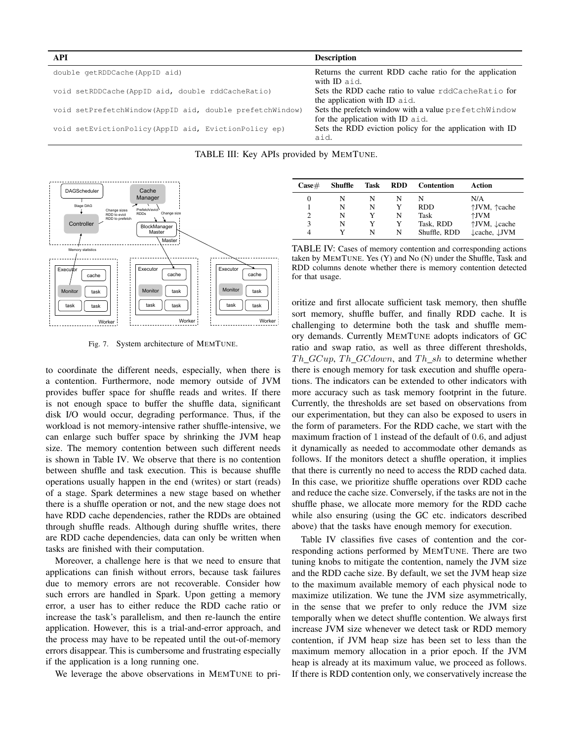| API | Description |
| --- | --- |
| `double getRDDCache(AppID aid)` | Returns the current RDD cache ratio for the application with ID `aid`. |
| `void setRDDCache(AppID aid, double rddCacheRatio)` | Sets the RDD cache ratio to value `rddCacheRatio` for the application with ID `aid`. |
| `void setPrefetchWindow(AppID aid, double prefetchWindow)` | Sets the prefetch window with a value `prefetchWindow` for the application with ID `aid`. |
| `void setEvictionPolicy(AppID aid, EvictionPolicy ep)` | Sets the RDD eviction policy for the application with ID `aid`. |

TABLE III: Key APIs provided by MEMTUNE.

Fig. 7. System architecture of MEMTUNE.

to coordinate the different needs, especially, when there is a contention. Furthermore, node memory outside of JVM provides buffer space for shuffle reads and writes. If there is not enough space to buffer the shuffle data, significant disk I/O would occur, degrading performance. Thus, if the workload is not memory-intensive rather shuffle-intensive, we can enlarge such buffer space by shrinking the JVM heap size. The memory contention between such different needs is shown in Table IV. We observe that there is no contention between shuffle and task execution. This is because shuffle operations usually happen in the end (writes) or start (reads) of a stage. Spark determines a new stage based on whether there is a shuffle operation or not, and the new stage does not have RDD cache dependencies, rather the RDDs are obtained through shuffle reads. Although during shuffle writes, there are RDD cache dependencies, data can only be written when tasks are finished with their computation.

Moreover, a challenge here is that we need to ensure that applications can finish without errors, because task failures due to memory errors are not recoverable. Consider how such errors are handled in Spark. Upon getting a memory error, a user has to either reduce the RDD cache ratio or increase the task's parallelism, and then re-launch the entire application. However, this is a trial-and-error approach, and the process may have to be repeated until the out-of-memory errors disappear. This is cumbersome and frustrating especially if the application is a long running one.

We leverage the above observations in MEMTUNE to prioritize and first allocate sufficient task memory, then shuffle sort memory, shuffle buffer, and finally RDD cache. It is challenging to determine both the task and shuffle memory demands. Currently MEMTUNE adopts indicators of GC ratio and swap ratio, as well as three different thresholds, $Th\_GCup$, $Th\_GCdown$, and $Th\_sh$ to determine whether there is enough memory for task execution and shuffle operations. The indicators can be extended to other indicators with more accuracy such as task memory footprint in the future. Currently, the thresholds are set based on observations from our experimentation, but they can also be exposed to users in the form of parameters. For the RDD cache, we start with the maximum fraction of $1$ instead of the default of $0.6$, and adjust it dynamically as needed to accommodate other demands as follows. If the monitors detect a shuffle operation, it implies that there is currently no need to access the RDD cached data. In this case, we prioritize shuffle operations over RDD cache and reduce the cache size. Conversely, if the tasks are not in the shuffle phase, we allocate more memory for the RDD cache while also ensuring (using the GC etc. indicators described above) that the tasks have enough memory for execution.

| Case# | Shuffle | Task | RDD | Contention | Action |
| --- | --- | --- | --- | --- | --- |
| 0 | N | N | N | N | N/A |
| 1 | N | N | Y | RDD | ↑JVM, ↑cache |
| 2 | N | Y | N | Task | ↑JVM |
| 3 | N | Y | Y | Task, RDD | ↑JVM, ↓cache |
| 4 | Y | N | N | Shuffle, RDD | ↓cache, ↓JVM |

TABLE IV: Cases of memory contention and corresponding actions taken by MEMTUNE. Yes (Y) and No (N) under the Shuffle, Task and RDD columns denote whether there is memory contention detected for that usage.

Table IV classifies five cases of contention and the corresponding actions performed by MEMTUNE. There are two tuning knobs to mitigate the contention, namely the JVM size and the RDD cache size. By default, we set the JVM heap size to the maximum available memory of each physical node to maximize utilization. We tune the JVM size asymmetrically, in the sense that we prefer to only reduce the JVM size temporally when we detect shuffle contention. We always first increase JVM size whenever we detect task or RDD memory contention, if JVM heap size has been set to less than the maximum memory allocation in a prior epoch. If the JVM heap is already at its maximum value, we proceed as follows. If there is RDD contention only, we conservatively increase the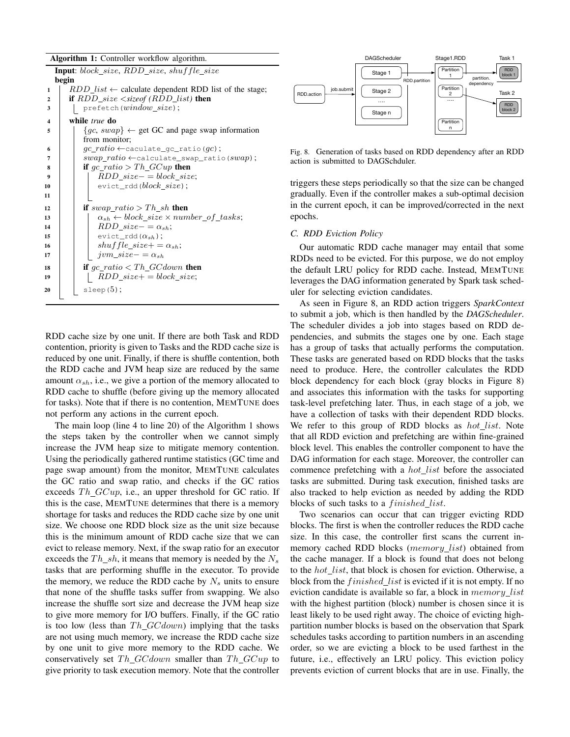**Algorithm 1:** Controller workflow algorithm.

```
Input: block_size, RDD_size, shuffle_size
begin
1    RDD_list ← calculate dependent RDD list of the stage;
2    if RDD_size < sizeof(RDD_list) then
3        prefetch(window_size);
4    while true do
5        {gc, swap} ← get GC and page swap information from monitor;
6        gc_ratio ← caculate_gc_ratio(gc);
7        swap_ratio ← calculate_swap_ratio(swap);
8        if gc_ratio > Th_GCup then
9            RDD_size −= block_size;
10           evict_rdd(block_size);
11
12       if swap_ratio > Th_sh then
13           α_sh ← block_size × number_of_tasks;
14           RDD_size −= α_sh;
15           evict_rdd(α_sh);
16           shuffle_size += α_sh;
17           jvm_size −= α_sh
18       if gc_ratio < Th_GCdown then
19           RDD_size += block_size;
20       sleep(5);
```

RDD cache size by one unit. If there are both Task and RDD contention, priority is given to Tasks and the RDD cache size is reduced by one unit. Finally, if there is shuffle contention, both the RDD cache and JVM heap size are reduced by the same amount $\alpha_{sh}$, i.e., we give a portion of the memory allocated to RDD cache to shuffle (before giving up the memory allocated for tasks). Note that if there is no contention, MEMTUNE does not perform any actions in the current epoch.

The main loop (line 4 to line 20) of the Algorithm 1 shows the steps taken by the controller when we cannot simply increase the JVM heap size to mitigate memory contention. Using the periodically gathered runtime statistics (GC time and page swap amount) from the monitor, MEMTUNE calculates the GC ratio and swap ratio, and checks if the GC ratios exceeds $Th\_GCup$, i.e., an upper threshold for GC ratio. If this is the case, MEMTUNE determines that there is a memory shortage for tasks and reduces the RDD cache size by one unit size. We choose one RDD block size as the unit size because this is the minimum amount of RDD cache size that we can evict to release memory. Next, if the swap ratio for an executor exceeds the $Th\_sh$, it means that memory is needed by the $N_s$ tasks that are performing shuffle in the executor. To provide the memory, we reduce the RDD cache by $N_s$ units to ensure that none of the shuffle tasks suffer from swapping. We also increase the shuffle sort size and decrease the JVM heap size to give more memory for I/O buffers. Finally, if the GC ratio is too low (less than $Th\_GCdown$) implying that the tasks are not using much memory, we increase the RDD cache size by one unit to give more memory to the RDD cache. We conservatively set $Th\_GCdown$ smaller than $Th\_GCup$ to give priority to task execution memory. Note that the controller triggers these steps periodically so that the size can be changed gradually. Even if the controller makes a sub-optimal decision in the current epoch, it can be improved/corrected in the next epochs.

Fig. 8. Generation of tasks based on RDD dependency after an RDD action is submitted to DAGSchduler.

### C. RDD Eviction Policy

Our automatic RDD cache manager may entail that some RDDs need to be evicted. For this purpose, we do not employ the default LRU policy for RDD cache. Instead, MEMTUNE leverages the DAG information generated by Spark task scheduler for selecting eviction candidates.

As seen in Figure 8, an RDD action triggers *SparkContext* to submit a job, which is then handled by the *DAGScheduler*. The scheduler divides a job into stages based on RDD dependencies, and submits the stages one by one. Each stage has a group of tasks that actually performs the computation. These tasks are generated based on RDD blocks that the tasks need to produce. Here, the controller calculates the RDD block dependency for each block (gray blocks in Figure 8) and associates this information with the tasks for supporting task-level prefetching later. Thus, in each stage of a job, we have a collection of tasks with their dependent RDD blocks. We refer to this group of RDD blocks as $hot\_list$. Note that all RDD eviction and prefetching are within fine-grained block level. This enables the controller component to have the DAG information for each stage. Moreover, the controller can commence prefetching with a $hot\_list$ before the associated tasks are submitted. During task execution, finished tasks are also tracked to help eviction as needed by adding the RDD blocks of such tasks to a $finished\_list$.

Two scenarios can occur that can trigger evicting RDD blocks. The first is when the controller reduces the RDD cache size. In this case, the controller first scans the current in-memory cached RDD blocks ($memory\_list$) obtained from the cache manager. If a block is found that does not belong to the $hot\_list$, that block is chosen for eviction. Otherwise, a block from the $finished\_list$ is evicted if it is not empty. If no eviction candidate is available so far, a block in $memory\_list$ with the highest partition (block) number is chosen since it is least likely to be used right away. The choice of evicting high-partition number blocks is based on the observation that Spark schedules tasks according to partition numbers in an ascending order, so we are evicting a block to be used farthest in the future, i.e., effectively an LRU policy. This eviction policy prevents eviction of current blocks that are in use. Finally, the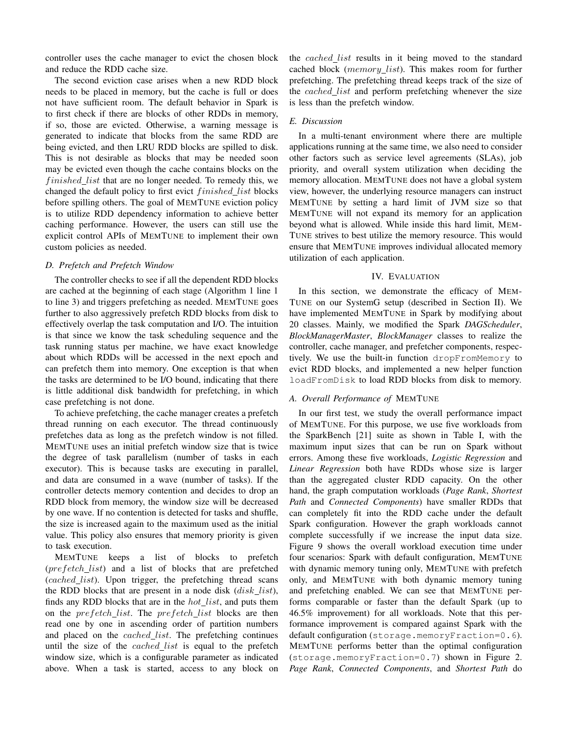controller uses the cache manager to evict the chosen block and reduce the RDD cache size.

The second eviction case arises when a new RDD block needs to be placed in memory, but the cache is full or does not have sufficient room. The default behavior in Spark is to first check if there are blocks of other RDDs in memory, if so, those are evicted. Otherwise, a warning message is generated to indicate that blocks from the same RDD are being evicted, and then LRU RDD blocks are spilled to disk. This is not desirable as blocks that may be needed soon may be evicted even though the cache contains blocks on the $finished\_list$ that are no longer needed. To remedy this, we changed the default policy to first evict $finished\_list$ blocks before spilling others. The goal of MEMTUNE eviction policy is to utilize RDD dependency information to achieve better caching performance. However, the users can still use the explicit control APIs of MEMTUNE to implement their own custom policies as needed.

### D. Prefetch and Prefetch Window

The controller checks to see if all the dependent RDD blocks are cached at the beginning of each stage (Algorithm 1 line 1 to line 3) and triggers prefetching as needed. MEMTUNE goes further to also aggressively prefetch RDD blocks from disk to effectively overlap the task computation and I/O. The intuition is that since we know the task scheduling sequence and the task running status per machine, we have exact knowledge about which RDDs will be accessed in the next epoch and can prefetch them into memory. One exception is that when the tasks are determined to be I/O bound, indicating that there is little additional disk bandwidth for prefetching, in which case prefetching is not done.

To achieve prefetching, the cache manager creates a prefetch thread running on each executor. The thread continuously prefetches data as long as the prefetch window is not filled. MEMTUNE uses an initial prefetch window size that is twice the degree of task parallelism (number of tasks in each executor). This is because tasks are executing in parallel, and data are consumed in a wave (number of tasks). If the controller detects memory contention and decides to drop an RDD block from memory, the window size will be decreased by one wave. If no contention is detected for tasks and shuffle, the size is increased again to the maximum used as the initial value. This policy also ensures that memory priority is given to task execution.

MEMTUNE keeps a list of blocks to prefetch ($prefetch\_list$) and a list of blocks that are prefetched ($cached\_list$). Upon trigger, the prefetching thread scans the RDD blocks that are present in a node disk ($disk\_list$), finds any RDD blocks that are in the $hot\_list$, and puts them on the $prefetch\_list$. The $prefetch\_list$ blocks are then read one by one in ascending order of partition numbers and placed on the $cached\_list$. The prefetching continues until the size of the $cached\_list$ is equal to the prefetch window size, which is a configurable parameter as indicated above. When a task is started, access to any block on the $cached\_list$ results in it being moved to the standard cached block ($memory\_list$). This makes room for further prefetching. The prefetching thread keeps track of the size of the $cached\_list$ and perform prefetching whenever the size is less than the prefetch window.

### E. Discussion

In a multi-tenant environment where there are multiple applications running at the same time, we also need to consider other factors such as service level agreements (SLAs), job priority, and overall system utilization when deciding the memory allocation. MEMTUNE does not have a global system view, however, the underlying resource managers can instruct MEMTUNE by setting a hard limit of JVM size so that MEMTUNE will not expand its memory for an application beyond what is allowed. While inside this hard limit, MEMTUNE strives to best utilize the memory resource. This would ensure that MEMTUNE improves individual allocated memory utilization of each application.

## IV. EVALUATION

In this section, we demonstrate the efficacy of MEMTUNE on our SystemG setup (described in Section II). We have implemented MEMTUNE in Spark by modifying about 20 classes. Mainly, we modified the Spark *DAGScheduler*, *BlockManagerMaster*, *BlockManager* classes to realize the controller, cache manager, and prefetcher components, respectively. We use the built-in function `dropFromMemory` to evict RDD blocks, and implemented a new helper function `loadFromDisk` to load RDD blocks from disk to memory.

### A. Overall Performance of MEMTUNE

In our first test, we study the overall performance impact of MEMTUNE. For this purpose, we use five workloads from the SparkBench [21] suite as shown in Table I, with the maximum input sizes that can be run on Spark without errors. Among these five workloads, *Logistic Regression* and *Linear Regression* both have RDDs whose size is larger than the aggregated cluster RDD capacity. On the other hand, the graph computation workloads (*Page Rank*, *Shortest Path* and *Connected Components*) have smaller RDDs that can completely fit into the RDD cache under the default Spark configuration. However the graph workloads cannot complete successfully if we increase the input data size. Figure 9 shows the overall workload execution time under four scenarios: Spark with default configuration, MEMTUNE with dynamic memory tuning only, MEMTUNE with prefetch only, and MEMTUNE with both dynamic memory tuning and prefetching enabled. We can see that MEMTUNE performs comparable or faster than the default Spark (up to 46.5% improvement) for all workloads. Note that this performance improvement is compared against Spark with the default configuration (`storage.memoryFraction=0.6`). MEMTUNE performs better than the optimal configuration (`storage.memoryFraction=0.7`) shown in Figure 2. *Page Rank*, *Connected Components*, and *Shortest Path* do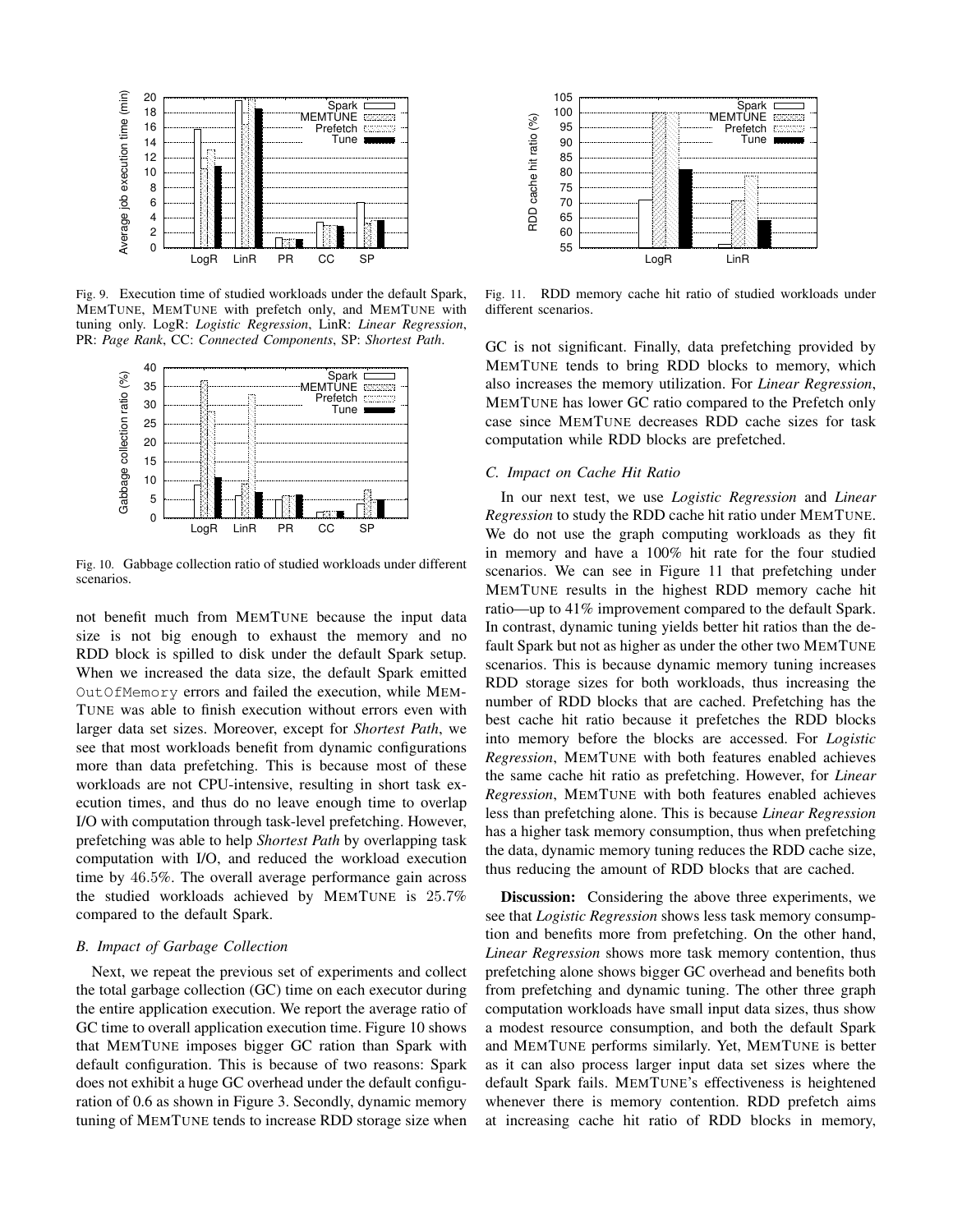Fig. 9. Execution time of studied workloads under the default Spark, MEMTUNE, MEMTUNE with prefetch only, and MEMTUNE with tuning only. LogR: *Logistic Regression*, LinR: *Linear Regression*, PR: *Page Rank*, CC: *Connected Components*, SP: *Shortest Path*.

Fig. 10. Gabbage collection ratio of studied workloads under different scenarios.

not benefit much from MEMTUNE because the input data size is not big enough to exhaust the memory and no RDD block is spilled to disk under the default Spark setup. When we increased the data size, the default Spark emitted `OutOfMemory` errors and failed the execution, while MEMTUNE was able to finish execution without errors even with larger data set sizes. Moreover, except for *Shortest Path*, we see that most workloads benefit from dynamic configurations more than data prefetching. This is because most of these workloads are not CPU-intensive, resulting in short task execution times, and thus do no leave enough time to overlap I/O with computation through task-level prefetching. However, prefetching was able to help *Shortest Path* by overlapping task computation with I/O, and reduced the workload execution time by 46.5%. The overall average performance gain across the studied workloads achieved by MEMTUNE is 25.7% compared to the default Spark.

### B. Impact of Garbage Collection

Next, we repeat the previous set of experiments and collect the total garbage collection (GC) time on each executor during the entire application execution. We report the average ratio of GC time to overall application execution time. Figure 10 shows that MEMTUNE imposes bigger GC ration than Spark with default configuration. This is because of two reasons: Spark does not exhibit a huge GC overhead under the default configuration of 0.6 as shown in Figure 3. Secondly, dynamic memory tuning of MEMTUNE tends to increase RDD storage size when GC is not significant. Finally, data prefetching provided by MEMTUNE tends to bring RDD blocks to memory, which also increases the memory utilization. For *Linear Regression*, MEMTUNE has lower GC ratio compared to the Prefetch only case since MEMTUNE decreases RDD cache sizes for task computation while RDD blocks are prefetched.

Fig. 11. RDD memory cache hit ratio of studied workloads under different scenarios.

### C. Impact on Cache Hit Ratio

In our next test, we use *Logistic Regression* and *Linear Regression* to study the RDD cache hit ratio under MEMTUNE. We do not use the graph computing workloads as they fit in memory and have a 100% hit rate for the four studied scenarios. We can see in Figure 11 that prefetching under MEMTUNE results in the highest RDD memory cache hit ratio—up to 41% improvement compared to the default Spark. In contrast, dynamic tuning yields better hit ratios than the default Spark but not as higher as under the other two MEMTUNE scenarios. This is because dynamic memory tuning increases RDD storage sizes for both workloads, thus increasing the number of RDD blocks that are cached. Prefetching has the best cache hit ratio because it prefetches the RDD blocks into memory before the blocks are accessed. For *Logistic Regression*, MEMTUNE with both features enabled achieves the same cache hit ratio as prefetching. However, for *Linear Regression*, MEMTUNE with both features enabled achieves less than prefetching alone. This is because *Linear Regression* has a higher task memory consumption, thus when prefetching the data, dynamic memory tuning reduces the RDD cache size, thus reducing the amount of RDD blocks that are cached.

**Discussion:** Considering the above three experiments, we see that *Logistic Regression* shows less task memory consumption and benefits more from prefetching. On the other hand, *Linear Regression* shows more task memory contention, thus prefetching alone shows bigger GC overhead and benefits both from prefetching and dynamic tuning. The other three graph computation workloads have small input data sizes, thus show a modest resource consumption, and both the default Spark and MEMTUNE performs similarly. Yet, MEMTUNE is better as it can also process larger input data set sizes where the default Spark fails. MEMTUNE's effectiveness is heightened whenever there is memory contention. RDD prefetch aims at increasing cache hit ratio of RDD blocks in memory,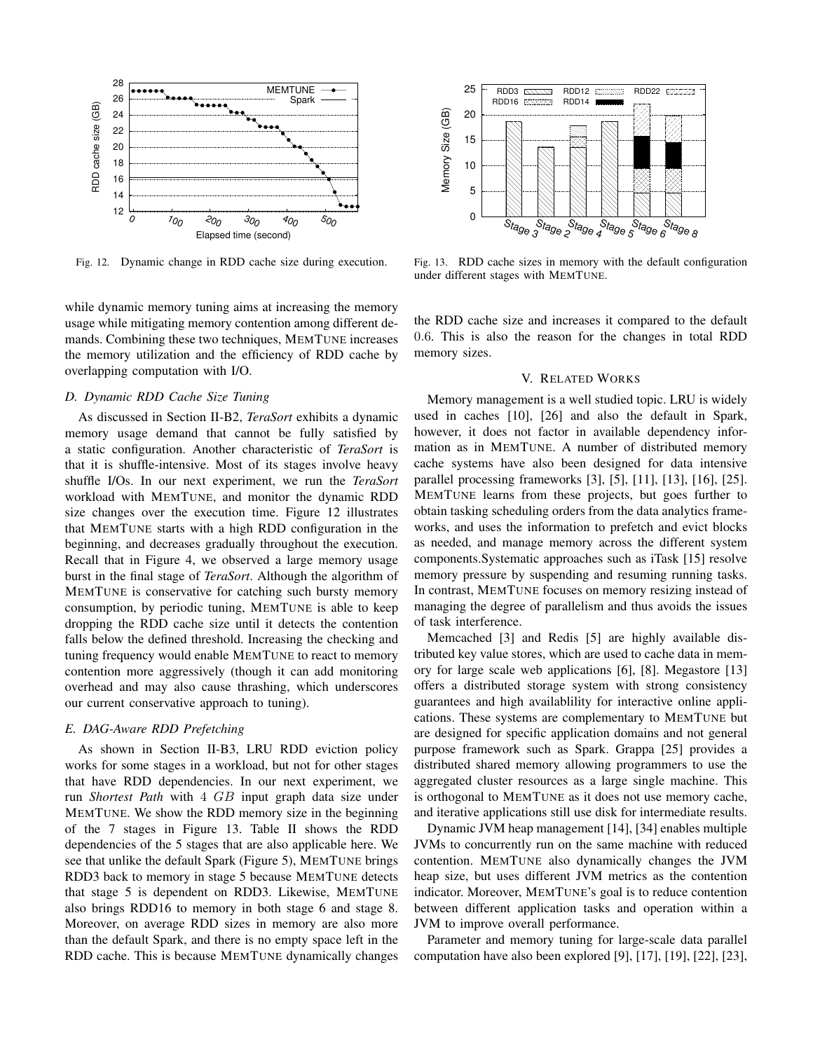Fig. 12. Dynamic change in RDD cache size during execution.

Fig. 13. RDD cache sizes in memory with the default configuration under different stages with MEMTUNE.

while dynamic memory tuning aims at increasing the memory usage while mitigating memory contention among different demands. Combining these two techniques, MEMTUNE increases the memory utilization and the efficiency of RDD cache by overlapping computation with I/O.

### *D. Dynamic RDD Cache Size Tuning*

As discussed in Section II-B2, *TeraSort* exhibits a dynamic memory usage demand that cannot be fully satisfied by a static configuration. Another characteristic of *TeraSort* is that it is shuffle-intensive. Most of its stages involve heavy shuffle I/Os. In our next experiment, we run the *TeraSort* workload with MEMTUNE, and monitor the dynamic RDD size changes over the execution time. Figure 12 illustrates that MEMTUNE starts with a high RDD configuration in the beginning, and decreases gradually throughout the execution. Recall that in Figure 4, we observed a large memory usage burst in the final stage of *TeraSort*. Although the algorithm of MEMTUNE is conservative for catching such bursty memory consumption, by periodic tuning, MEMTUNE is able to keep dropping the RDD cache size until it detects the contention falls below the defined threshold. Increasing the checking and tuning frequency would enable MEMTUNE to react to memory contention more aggressively (though it can add monitoring overhead and may also cause thrashing, which underscores our current conservative approach to tuning).

### *E. DAG-Aware RDD Prefetching*

As shown in Section II-B3, LRU RDD eviction policy works for some stages in a workload, but not for other stages that have RDD dependencies. In our next experiment, we run *Shortest Path* with $4\ GB$ input graph data size under MEMTUNE. We show the RDD memory size in the beginning of the 7 stages in Figure 13. Table II shows the RDD dependencies of the 5 stages that are also applicable here. We see that unlike the default Spark (Figure 5), MEMTUNE brings RDD3 back to memory in stage 5 because MEMTUNE detects that stage 5 is dependent on RDD3. Likewise, MEMTUNE also brings RDD16 to memory in both stage 6 and stage 8. Moreover, on average RDD sizes in memory are also more than the default Spark, and there is no empty space left in the RDD cache. This is because MEMTUNE dynamically changes the RDD cache size and increases it compared to the default $0.6$. This is also the reason for the changes in total RDD memory sizes.

## V. RELATED WORKS

Memory management is a well studied topic. LRU is widely used in caches [10], [26] and also the default in Spark, however, it does not factor in available dependency information as in MEMTUNE. A number of distributed memory cache systems have also been designed for data intensive parallel processing frameworks [3], [5], [11], [13], [16], [25]. MEMTUNE learns from these projects, but goes further to obtain tasking scheduling orders from the data analytics frameworks, and uses the information to prefetch and evict blocks as needed, and manage memory across the different system components.Systematic approaches such as iTask [15] resolve memory pressure by suspending and resuming running tasks. In contrast, MEMTUNE focuses on memory resizing instead of managing the degree of parallelism and thus avoids the issues of task interference.

Memcached [3] and Redis [5] are highly available distributed key value stores, which are used to cache data in memory for large scale web applications [6], [8]. Megastore [13] offers a distributed storage system with strong consistency guarantees and high availablility for interactive online applications. These systems are complementary to MEMTUNE but are designed for specific application domains and not general purpose framework such as Spark. Grappa [25] provides a distributed shared memory allowing programmers to use the aggregated cluster resources as a large single machine. This is orthogonal to MEMTUNE as it does not use memory cache, and iterative applications still use disk for intermediate results.

Dynamic JVM heap management [14], [34] enables multiple JVMs to concurrently run on the same machine with reduced contention. MEMTUNE also dynamically changes the JVM heap size, but uses different JVM metrics as the contention indicator. Moreover, MEMTUNE's goal is to reduce contention between different application tasks and operation within a JVM to improve overall performance.

Parameter and memory tuning for large-scale data parallel computation have also been explored [9], [17], [19], [22], [23],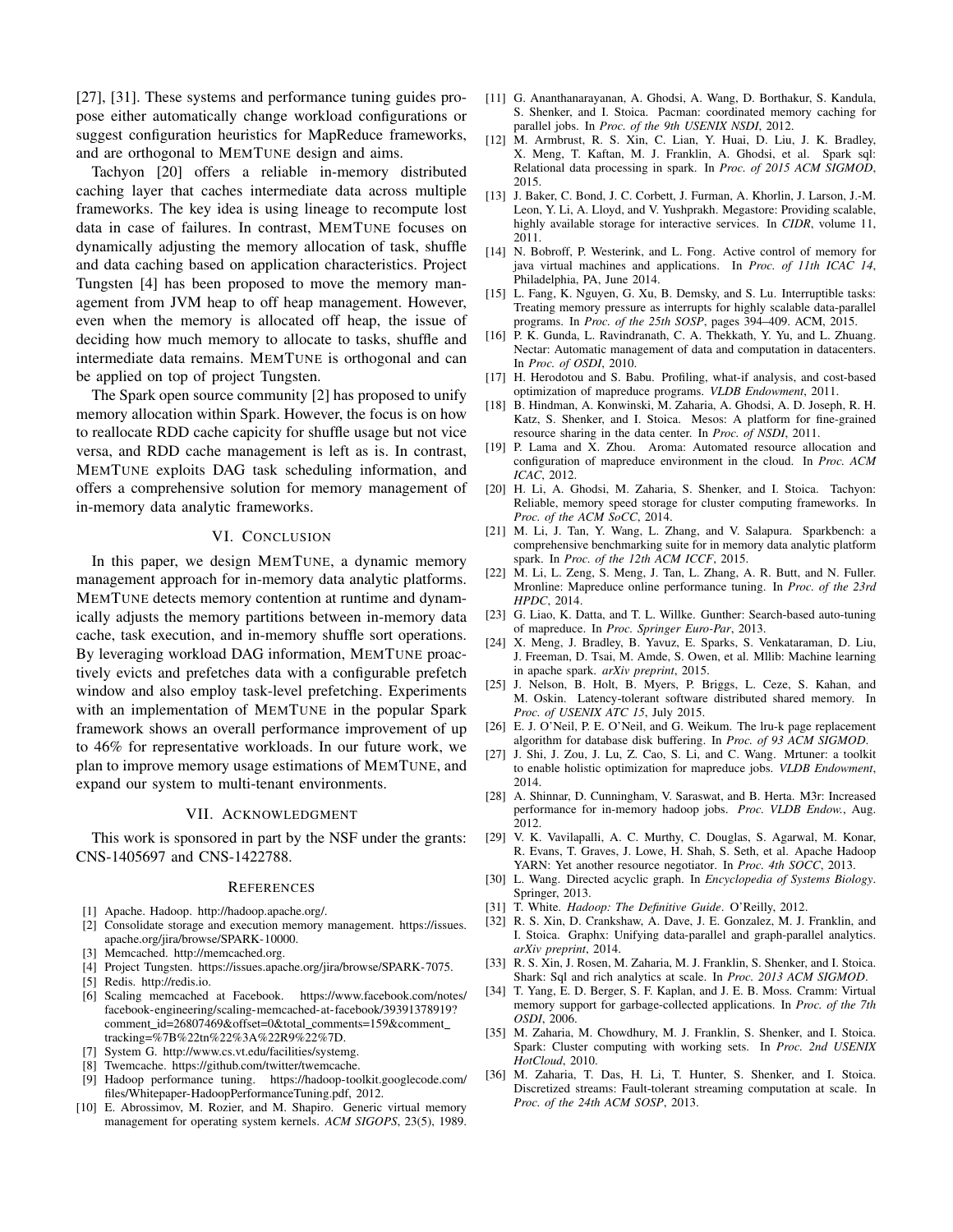[27], [31]. These systems and performance tuning guides propose either automatically change workload configurations or suggest configuration heuristics for MapReduce frameworks, and are orthogonal to MEMTUNE design and aims.

Tachyon [20] offers a reliable in-memory distributed caching layer that caches intermediate data across multiple frameworks. The key idea is using lineage to recompute lost data in case of failures. In contrast, MEMTUNE focuses on dynamically adjusting the memory allocation of task, shuffle and data caching based on application characteristics. Project Tungsten [4] has been proposed to move the memory management from JVM heap to off heap management. However, even when the memory is allocated off heap, the issue of deciding how much memory to allocate to tasks, shuffle and intermediate data remains. MEMTUNE is orthogonal and can be applied on top of project Tungsten.

The Spark open source community [2] has proposed to unify memory allocation within Spark. However, the focus is on how to reallocate RDD cache capicity for shuffle usage but not vice versa, and RDD cache management is left as is. In contrast, MEMTUNE exploits DAG task scheduling information, and offers a comprehensive solution for memory management of in-memory data analytic frameworks.

## VI. CONCLUSION

In this paper, we design MEMTUNE, a dynamic memory management approach for in-memory data analytic platforms. MEMTUNE detects memory contention at runtime and dynamically adjusts the memory partitions between in-memory data cache, task execution, and in-memory shuffle sort operations. By leveraging workload DAG information, MEMTUNE proactively evicts and prefetches data with a configurable prefetch window and also employ task-level prefetching. Experiments with an implementation of MEMTUNE in the popular Spark framework shows an overall performance improvement of up to 46% for representative workloads. In our future work, we plan to improve memory usage estimations of MEMTUNE, and expand our system to multi-tenant environments.

## VII. ACKNOWLEDGMENT

This work is sponsored in part by the NSF under the grants: CNS-1405697 and CNS-1422788.

## REFERENCES

[1] Apache. Hadoop. http://hadoop.apache.org/.

[2] Consolidate storage and execution memory management. https://issues.apache.org/jira/browse/SPARK-10000.

[3] Memcached. http://memcached.org.

[4] Project Tungsten. https://issues.apache.org/jira/browse/SPARK-7075.

[5] Redis. http://redis.io.

[6] Scaling memcached at Facebook. https://www.facebook.com/notes/facebook-engineering/scaling-memcached-at-facebook/39391378919?comment_id=26807469&offset=0&total_comments=159&comment_tracking=%7B%22tn%22%3A%22R9%22%7D.

[7] System G. http://www.cs.vt.edu/facilities/systemg.

[8] Twemcache. https://github.com/twitter/twemcache.

[9] Hadoop performance tuning. https://hadoop-toolkit.googlecode.com/files/Whitepaper-HadoopPerformanceTuning.pdf, 2012.

[10] E. Abrossimov, M. Rozier, and M. Shapiro. Generic virtual memory management for operating system kernels. *ACM SIGOPS*, 23(5), 1989.

[11] G. Ananthanarayanan, A. Ghodsi, A. Wang, D. Borthakur, S. Kandula, S. Shenker, and I. Stoica. Pacman: coordinated memory caching for parallel jobs. In *Proc. of the 9th USENIX NSDI*, 2012.

[12] M. Armbrust, R. S. Xin, C. Lian, Y. Huai, D. Liu, J. K. Bradley, X. Meng, T. Kaftan, M. J. Franklin, A. Ghodsi, et al. Spark sql: Relational data processing in spark. In *Proc. of 2015 ACM SIGMOD*, 2015.

[13] J. Baker, C. Bond, J. C. Corbett, J. Furman, A. Khorlin, J. Larson, J.-M. Leon, Y. Li, A. Lloyd, and V. Yushprakh. Megastore: Providing scalable, highly available storage for interactive services. In *CIDR*, volume 11, 2011.

[14] N. Bobroff, P. Westerink, and L. Fong. Active control of memory for java virtual machines and applications. In *Proc. of 11th ICAC 14*, Philadelphia, PA, June 2014.

[15] L. Fang, K. Nguyen, G. Xu, B. Demsky, and S. Lu. Interruptible tasks: Treating memory pressure as interrupts for highly scalable data-parallel programs. In *Proc. of the 25th SOSP*, pages 394–409. ACM, 2015.

[16] P. K. Gunda, L. Ravindranath, C. A. Thekkath, Y. Yu, and L. Zhuang. Nectar: Automatic management of data and computation in datacenters. In *Proc. of OSDI*, 2010.

[17] H. Herodotou and S. Babu. Profiling, what-if analysis, and cost-based optimization of mapreduce programs. *VLDB Endowment*, 2011.

[18] B. Hindman, A. Konwinski, M. Zaharia, A. Ghodsi, A. D. Joseph, R. H. Katz, S. Shenker, and I. Stoica. Mesos: A platform for fine-grained resource sharing in the data center. In *Proc. of NSDI*, 2011.

[19] P. Lama and X. Zhou. Aroma: Automated resource allocation and configuration of mapreduce environment in the cloud. In *Proc. ACM ICAC*, 2012.

[20] H. Li, A. Ghodsi, M. Zaharia, S. Shenker, and I. Stoica. Tachyon: Reliable, memory speed storage for cluster computing frameworks. In *Proc. of the ACM SoCC*, 2014.

[21] M. Li, J. Tan, Y. Wang, L. Zhang, and V. Salapura. Sparkbench: a comprehensive benchmarking suite for in memory data analytic platform spark. In *Proc. of the 12th ACM ICCF*, 2015.

[22] M. Li, L. Zeng, S. Meng, J. Tan, L. Zhang, A. R. Butt, and N. Fuller. Mronline: Mapreduce online performance tuning. In *Proc. of the 23rd HPDC*, 2014.

[23] G. Liao, K. Datta, and T. L. Willke. Gunther: Search-based auto-tuning of mapreduce. In *Proc. Springer Euro-Par*, 2013.

[24] X. Meng, J. Bradley, B. Yavuz, E. Sparks, S. Venkataraman, D. Liu, J. Freeman, D. Tsai, M. Amde, S. Owen, et al. Mllib: Machine learning in apache spark. *arXiv preprint*, 2015.

[25] J. Nelson, B. Holt, B. Myers, P. Briggs, L. Ceze, S. Kahan, and M. Oskin. Latency-tolerant software distributed shared memory. In *Proc. of USENIX ATC 15*, July 2015.

[26] E. J. O'Neil, P. E. O'Neil, and G. Weikum. The lru-k page replacement algorithm for database disk buffering. In *Proc. of 93 ACM SIGMOD*.

[27] J. Shi, J. Zou, J. Lu, Z. Cao, S. Li, and C. Wang. Mrtuner: a toolkit to enable holistic optimization for mapreduce jobs. *VLDB Endowment*, 2014.

[28] A. Shinnar, D. Cunningham, V. Saraswat, and B. Herta. M3r: Increased performance for in-memory hadoop jobs. *Proc. VLDB Endow.*, Aug. 2012.

[29] V. K. Vavilapalli, A. C. Murthy, C. Douglas, S. Agarwal, M. Konar, R. Evans, T. Graves, J. Lowe, H. Shah, S. Seth, et al. Apache Hadoop YARN: Yet another resource negotiator. In *Proc. 4th SOCC*, 2013.

[30] L. Wang. Directed acyclic graph. In *Encyclopedia of Systems Biology*. Springer, 2013.

[31] T. White. *Hadoop: The Definitive Guide*. O'Reilly, 2012.

[32] R. S. Xin, D. Crankshaw, A. Dave, J. E. Gonzalez, M. J. Franklin, and I. Stoica. Graphx: Unifying data-parallel and graph-parallel analytics. *arXiv preprint*, 2014.

[33] R. S. Xin, J. Rosen, M. Zaharia, M. J. Franklin, S. Shenker, and I. Stoica. Shark: Sql and rich analytics at scale. In *Proc. 2013 ACM SIGMOD*.

[34] T. Yang, E. D. Berger, S. F. Kaplan, and J. E. B. Moss. Cramm: Virtual memory support for garbage-collected applications. In *Proc. of the 7th OSDI*, 2006.

[35] M. Zaharia, M. Chowdhury, M. J. Franklin, S. Shenker, and I. Stoica. Spark: Cluster computing with working sets. In *Proc. 2nd USENIX HotCloud*, 2010.

[36] M. Zaharia, T. Das, H. Li, T. Hunter, S. Shenker, and I. Stoica. Discretized streams: Fault-tolerant streaming computation at scale. In *Proc. of the 24th ACM SOSP*, 2013.